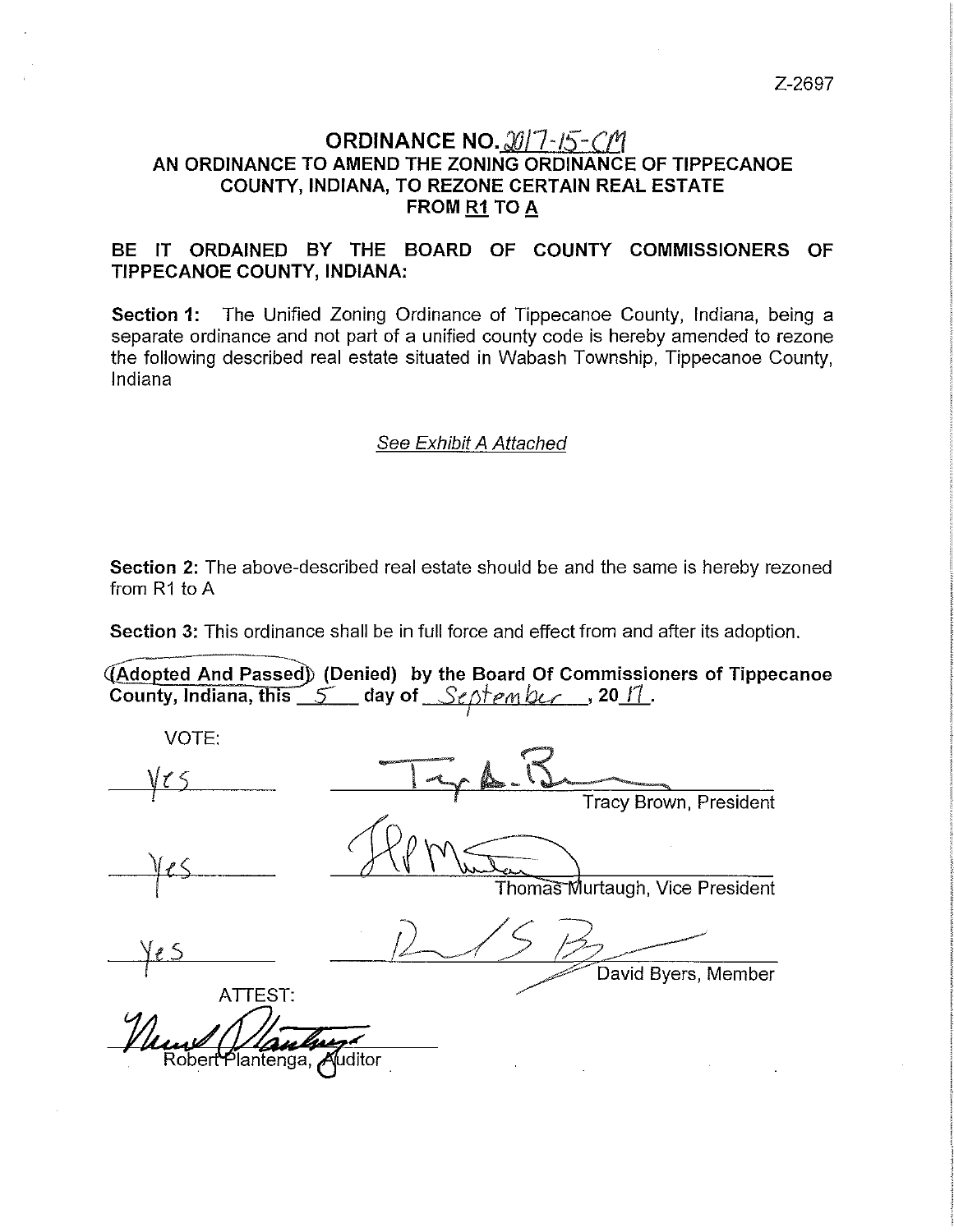Z-2697

# ORDINANCE NO. 2017-15-CM

## AN ORDINANCE TO AMEND THE ZONING ORDINANCE OF TIPPECANOE COUNTY, INDIANA, TO REZONE CERTAIN REAL ESTATE FROM R1 TO A

**BE IT ORDAINED BY THE BOARD OF COUNTY COMMISSIONERS OF TIPPECANOE COUNTY, INDIANA:**

**Section 1:** The Unified Zoning Ordinance of Tippecanoe County, Indiana, being a separate ordinance and not part of a unified county code is hereby amended to rezone the following described real estate situated in Wabash Township, Tippecanoe County, Indiana

*See Exhibit A Attached*

**Section 2:** The above-described real estate should be and the same is hereby rezoned from R1 to A

**Section 3:** This ordinance shall be in full force and effect from and after its adoption.

**(Adopted And Passed) (Denied) by the Board Of Commissioners of Tippecanoe County, Indiana, this 5 day of September, 2017.**

VOTE:

| Vote | Signature |
|---|---|
| Yes | Tracy Brown, President |
| Yes | Thomas Murtaugh, Vice President |
| Yes | David Byers, Member |

ATTEST:

Robert Plantenga, Auditor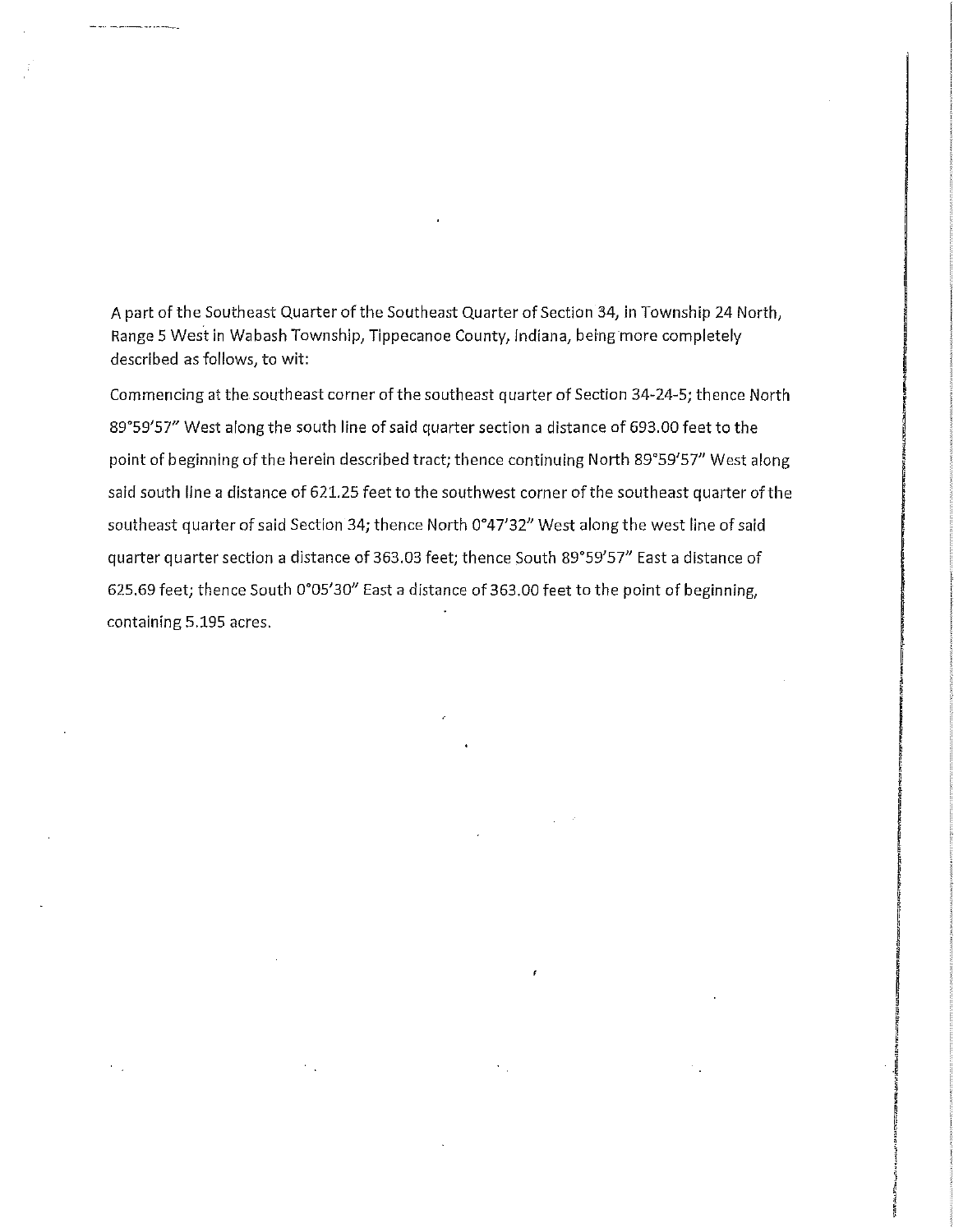A part of the Southeast Quarter of the Southeast Quarter of Section 34, in Township 24 North, Range 5 West in Wabash Township, Tippecanoe County, Indiana, being more completely described as follows, to wit:

Commencing at the southeast corner of the southeast quarter of Section 34-24-5; thence North 89°59'57" West along the south line of said quarter section a distance of 693.00 feet to the point of beginning of the herein described tract; thence continuing North 89°59'57" West along said south line a distance of 621.25 feet to the southwest corner of the southeast quarter of the southeast quarter of said Section 34; thence North 0°47'32" West along the west line of said quarter quarter section a distance of 363.03 feet; thence South 89°59'57" East a distance of 625.69 feet; thence South 0°05'30" East a distance of 363.00 feet to the point of beginning, containing 5.195 acres.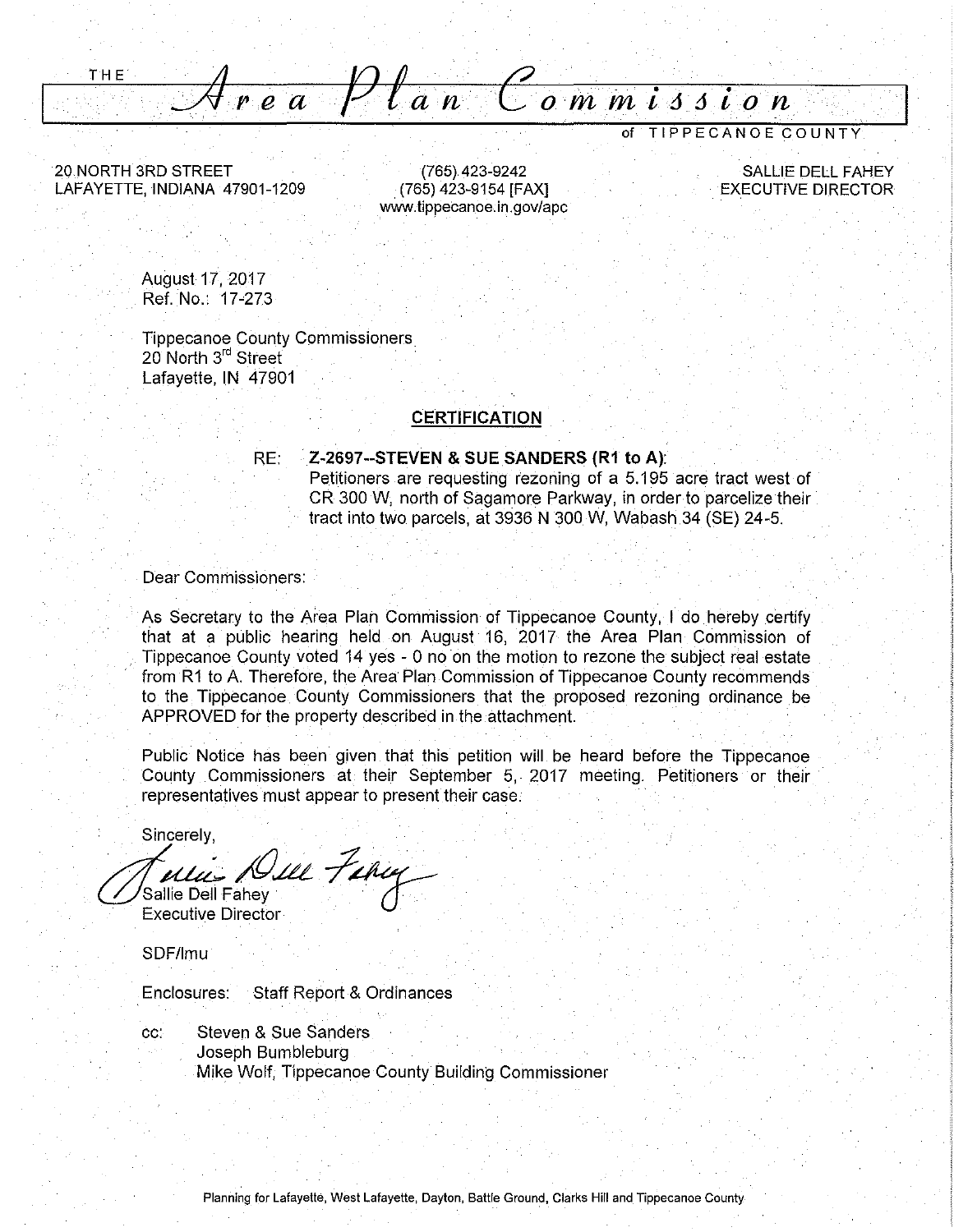THE *Area Plan Commission* of TIPPECANOE COUNTY

20 NORTH 3RD STREET
LAFAYETTE, INDIANA 47901-1209

(765) 423-9242
(765) 423-9154 [FAX]
www.tippecanoe.in.gov/apc

SALLIE DELL FAHEY
EXECUTIVE DIRECTOR

August 17, 2017
Ref. No.: 17-273

Tippecanoe County Commissioners
20 North 3rd Street
Lafayette, IN 47901

## CERTIFICATION

RE: **Z-2697--STEVEN & SUE SANDERS (R1 to A):**
Petitioners are requesting rezoning of a 5.195 acre tract west of CR 300 W, north of Sagamore Parkway, in order to parcelize their tract into two parcels, at 3936 N 300 W, Wabash 34 (SE) 24-5.

Dear Commissioners:

As Secretary to the Area Plan Commission of Tippecanoe County, I do hereby certify that at a public hearing held on August 16, 2017 the Area Plan Commission of Tippecanoe County voted 14 yes - 0 no on the motion to rezone the subject real estate from R1 to A. Therefore, the Area Plan Commission of Tippecanoe County recommends to the Tippecanoe County Commissioners that the proposed rezoning ordinance be APPROVED for the property described in the attachment.

Public Notice has been given that this petition will be heard before the Tippecanoe County Commissioners at their September 5, 2017 meeting. Petitioners or their representatives must appear to present their case.

Sincerely,

Sallie Dell Fahey
Executive Director

SDF/lmu

Enclosures: Staff Report & Ordinances

cc: Steven & Sue Sanders
Joseph Bumbleburg
Mike Wolf, Tippecanoe County Building Commissioner

Planning for Lafayette, West Lafayette, Dayton, Battle Ground, Clarks Hill and Tippecanoe County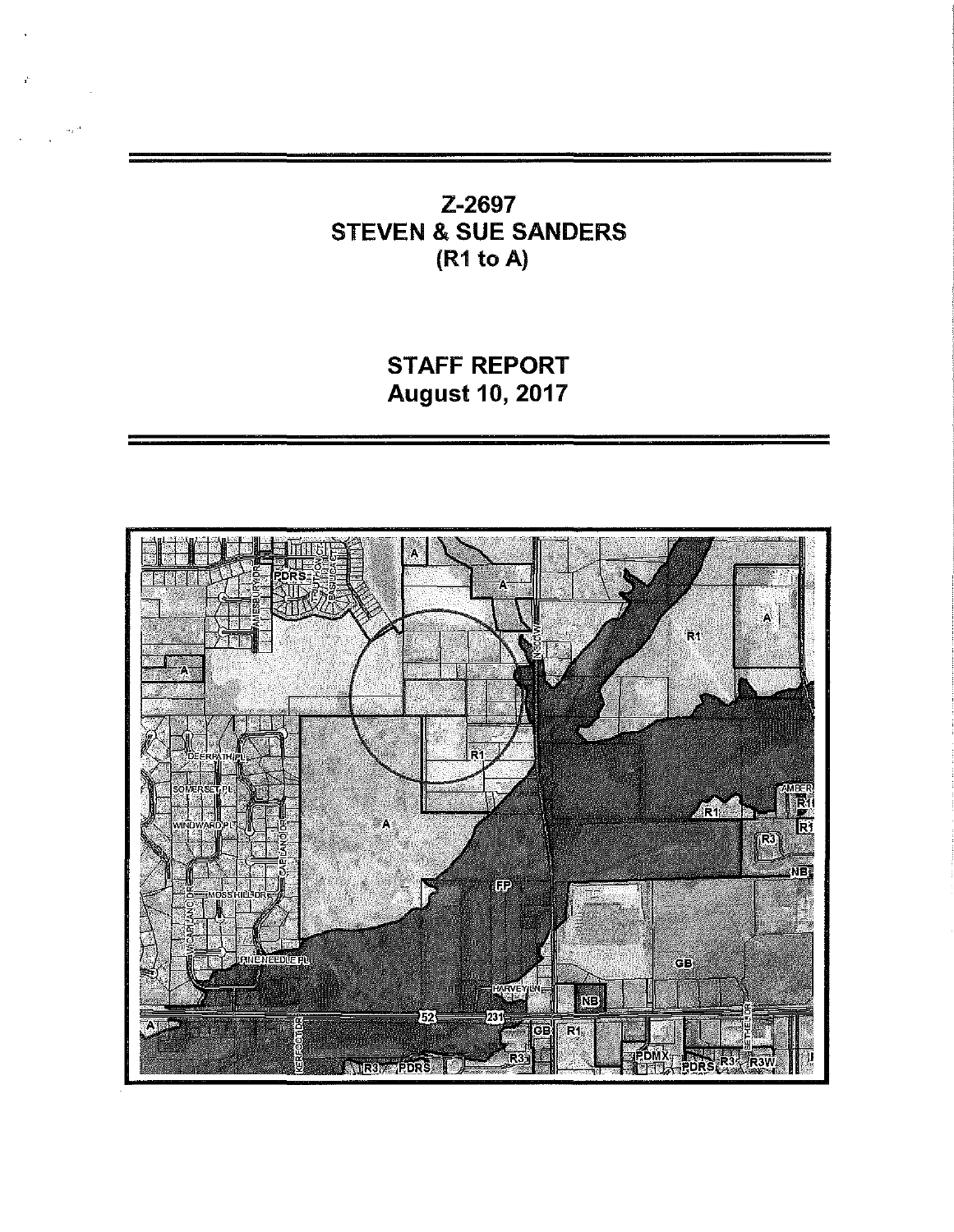# Z-2697
# STEVEN & SUE SANDERS
# (R1 to A)

## STAFF REPORT
## August 10, 2017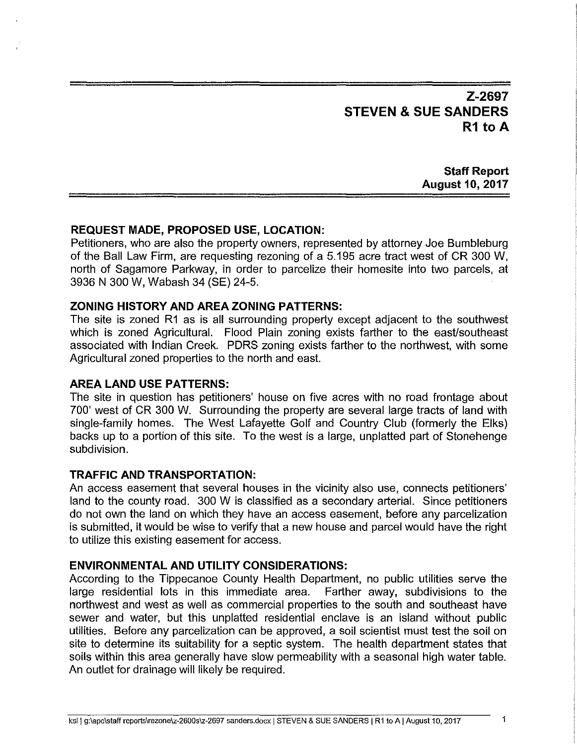# Z-2697
# STEVEN & SUE SANDERS
# R1 to A

**Staff Report**
**August 10, 2017**

### REQUEST MADE, PROPOSED USE, LOCATION:

Petitioners, who are also the property owners, represented by attorney Joe Bumbleburg of the Ball Law Firm, are requesting rezoning of a 5.195 acre tract west of CR 300 W, north of Sagamore Parkway, in order to parcelize their homesite into two parcels, at 3936 N 300 W, Wabash 34 (SE) 24-5.

### ZONING HISTORY AND AREA ZONING PATTERNS:

The site is zoned R1 as is all surrounding property except adjacent to the southwest which is zoned Agricultural. Flood Plain zoning exists farther to the east/southeast associated with Indian Creek. PDRS zoning exists farther to the northwest, with some Agricultural zoned properties to the north and east.

### AREA LAND USE PATTERNS:

The site in question has petitioners' house on five acres with no road frontage about 700' west of CR 300 W. Surrounding the property are several large tracts of land with single-family homes. The West Lafayette Golf and Country Club (formerly the Elks) backs up to a portion of this site. To the west is a large, unplatted part of Stonehenge subdivision.

### TRAFFIC AND TRANSPORTATION:

An access easement that several houses in the vicinity also use, connects petitioners' land to the county road. 300 W is classified as a secondary arterial. Since petitioners do not own the land on which they have an access easement, before any parcelization is submitted, it would be wise to verify that a new house and parcel would have the right to utilize this existing easement for access.

### ENVIRONMENTAL AND UTILITY CONSIDERATIONS:

According to the Tippecanoe County Health Department, no public utilities serve the large residential lots in this immediate area. Farther away, subdivisions to the northwest and west as well as commercial properties to the south and southeast have sewer and water, but this unplatted residential enclave is an island without public utilities. Before any parcelization can be approved, a soil scientist must test the soil on site to determine its suitability for a septic system. The health department states that soils within this area generally have slow permeability with a seasonal high water table. An outlet for drainage will likely be required.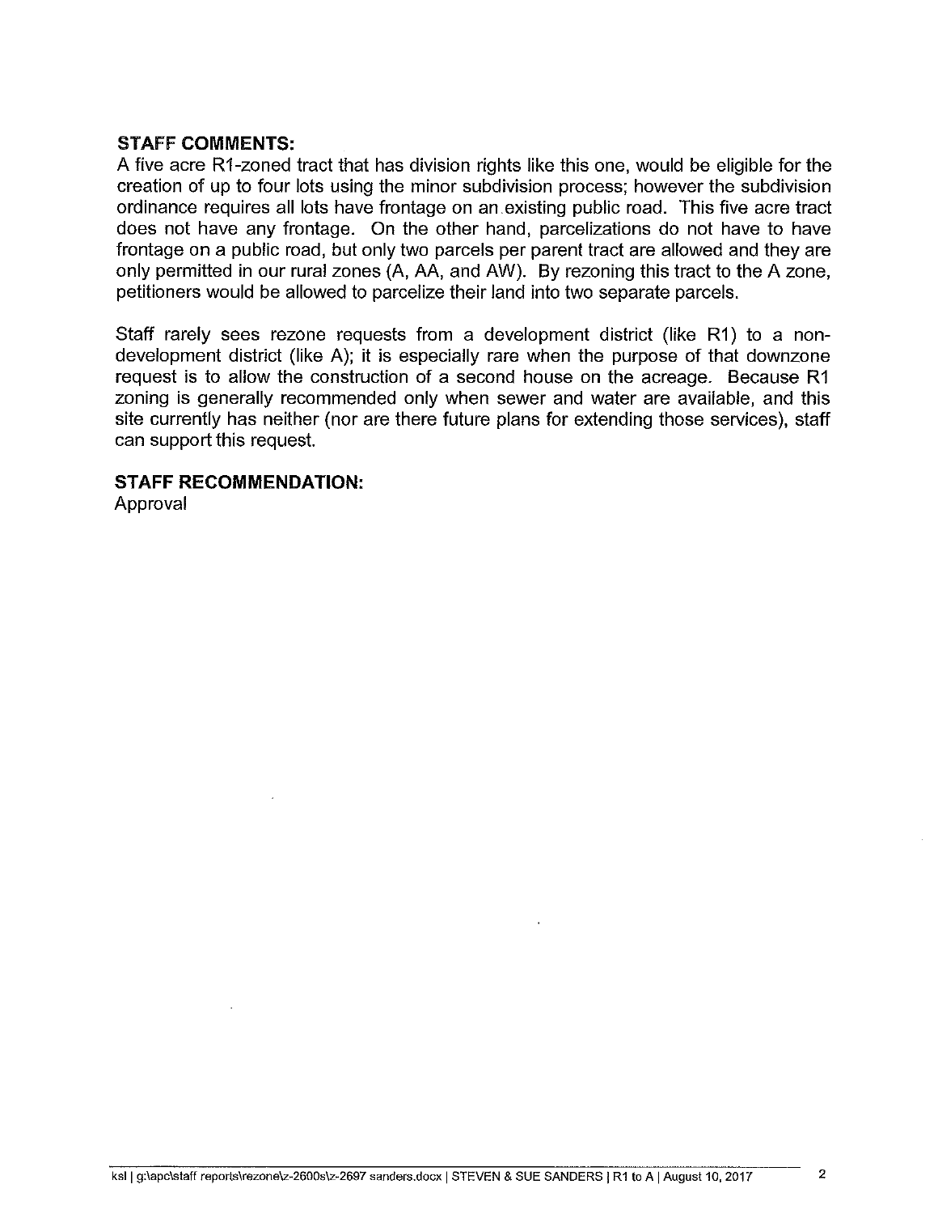**STAFF COMMENTS:**

A five acre R1-zoned tract that has division rights like this one, would be eligible for the creation of up to four lots using the minor subdivision process; however the subdivision ordinance requires all lots have frontage on an existing public road. This five acre tract does not have any frontage. On the other hand, parcelizations do not have to have frontage on a public road, but only two parcels per parent tract are allowed and they are only permitted in our rural zones (A, AA, and AW). By rezoning this tract to the A zone, petitioners would be allowed to parcelize their land into two separate parcels.

Staff rarely sees rezone requests from a development district (like R1) to a non-development district (like A); it is especially rare when the purpose of that downzone request is to allow the construction of a second house on the acreage. Because R1 zoning is generally recommended only when sewer and water are available, and this site currently has neither (nor are there future plans for extending those services), staff can support this request.

**STAFF RECOMMENDATION:**

Approval